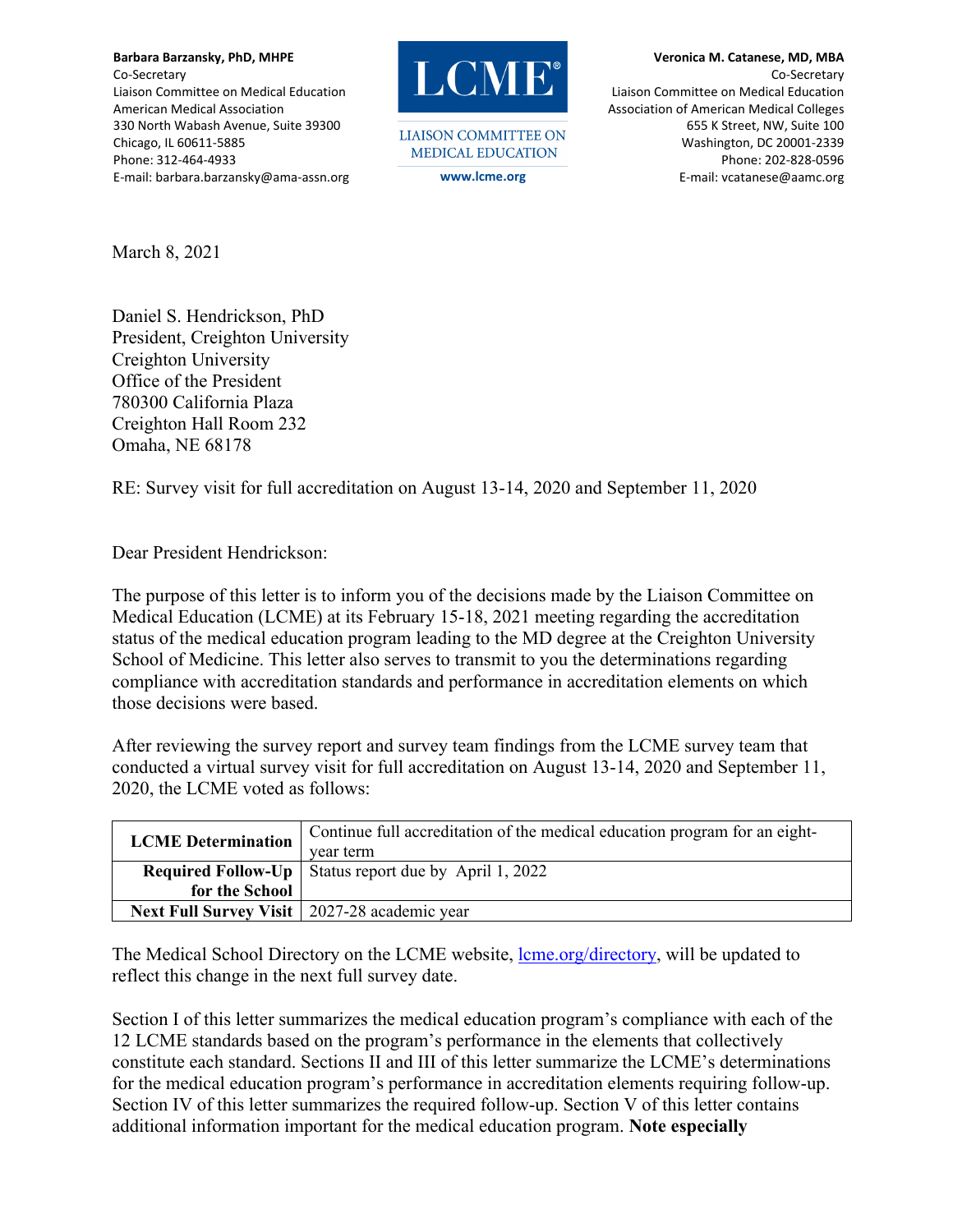**Barbara Barzansky, PhD, MHPE**
Co-Secretary
Liaison Committee on Medical Education
American Medical Association
330 North Wabash Avenue, Suite 39300
Chicago, IL 60611-5885
Phone: 312-464-4933
E-mail: barbara.barzansky@ama-assn.org

LCME®
LIAISON COMMITTEE ON MEDICAL EDUCATION
www.lcme.org

**Veronica M. Catanese, MD, MBA**
Co-Secretary
Liaison Committee on Medical Education
Association of American Medical Colleges
655 K Street, NW, Suite 100
Washington, DC 20001-2339
Phone: 202-828-0596
E-mail: vcatanese@aamc.org

March 8, 2021

Daniel S. Hendrickson, PhD
President, Creighton University
Creighton University
Office of the President
780300 California Plaza
Creighton Hall Room 232
Omaha, NE 68178

RE: Survey visit for full accreditation on August 13-14, 2020 and September 11, 2020

Dear President Hendrickson:

The purpose of this letter is to inform you of the decisions made by the Liaison Committee on Medical Education (LCME) at its February 15-18, 2021 meeting regarding the accreditation status of the medical education program leading to the MD degree at the Creighton University School of Medicine. This letter also serves to transmit to you the determinations regarding compliance with accreditation standards and performance in accreditation elements on which those decisions were based.

After reviewing the survey report and survey team findings from the LCME survey team that conducted a virtual survey visit for full accreditation on August 13-14, 2020 and September 11, 2020, the LCME voted as follows:

| | |
|---|---|
| **LCME Determination** | Continue full accreditation of the medical education program for an eight-year term |
| **Required Follow-Up for the School** | Status report due by April 1, 2022 |
| **Next Full Survey Visit** | 2027-28 academic year |

The Medical School Directory on the LCME website, lcme.org/directory, will be updated to reflect this change in the next full survey date.

Section I of this letter summarizes the medical education program's compliance with each of the 12 LCME standards based on the program's performance in the elements that collectively constitute each standard. Sections II and III of this letter summarize the LCME's determinations for the medical education program's performance in accreditation elements requiring follow-up. Section IV of this letter summarizes the required follow-up. Section V of this letter contains additional information important for the medical education program. **Note especially**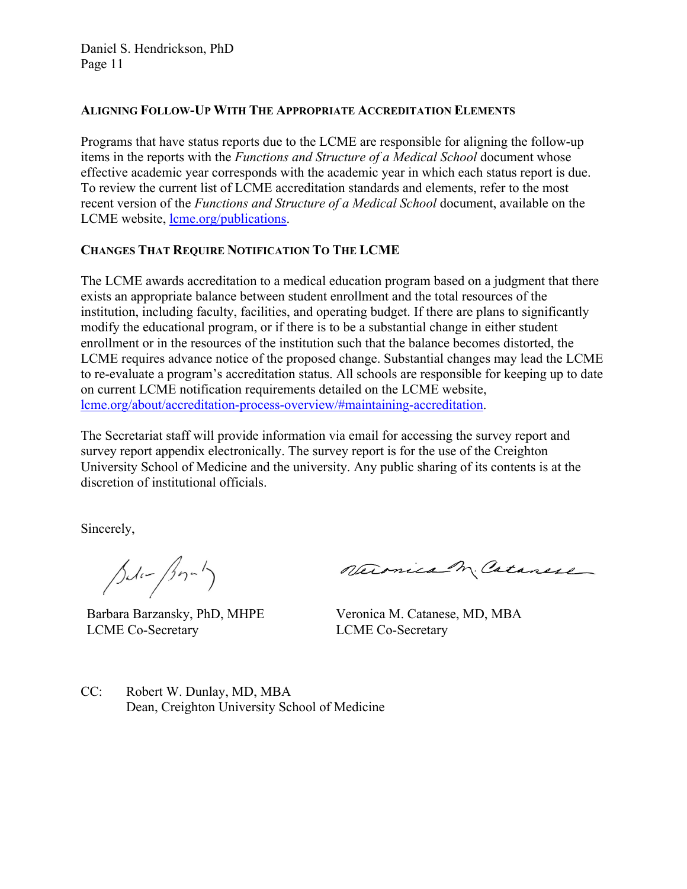### ALIGNING FOLLOW-UP WITH THE APPROPRIATE ACCREDITATION ELEMENTS

Programs that have status reports due to the LCME are responsible for aligning the follow-up items in the reports with the *Functions and Structure of a Medical School* document whose effective academic year corresponds with the academic year in which each status report is due. To review the current list of LCME accreditation standards and elements, refer to the most recent version of the *Functions and Structure of a Medical School* document, available on the LCME website, [lcme.org/publications](lcme.org/publications).

### CHANGES THAT REQUIRE NOTIFICATION TO THE LCME

The LCME awards accreditation to a medical education program based on a judgment that there exists an appropriate balance between student enrollment and the total resources of the institution, including faculty, facilities, and operating budget. If there are plans to significantly modify the educational program, or if there is to be a substantial change in either student enrollment or in the resources of the institution such that the balance becomes distorted, the LCME requires advance notice of the proposed change. Substantial changes may lead the LCME to re-evaluate a program's accreditation status. All schools are responsible for keeping up to date on current LCME notification requirements detailed on the LCME website, [lcme.org/about/accreditation-process-overview/#maintaining-accreditation](lcme.org/about/accreditation-process-overview/#maintaining-accreditation).

The Secretariat staff will provide information via email for accessing the survey report and survey report appendix electronically. The survey report is for the use of the Creighton University School of Medicine and the university. Any public sharing of its contents is at the discretion of institutional officials.

Sincerely,

Barbara Barzansky, PhD, MHPE
LCME Co-Secretary

Veronica M. Catanese, MD, MBA
LCME Co-Secretary

CC: Robert W. Dunlay, MD, MBA
Dean, Creighton University School of Medicine